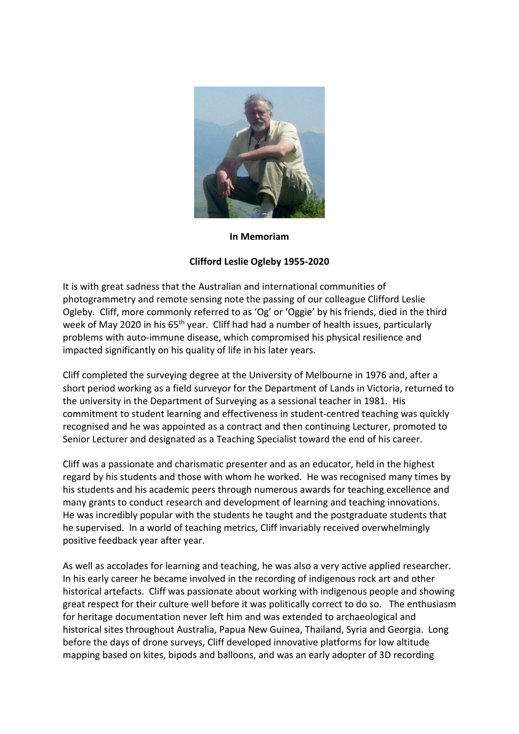**In Memoriam**

**Clifford Leslie Ogleby 1955-2020**

It is with great sadness that the Australian and international communities of photogrammetry and remote sensing note the passing of our colleague Clifford Leslie Ogleby. Cliff, more commonly referred to as 'Og' or 'Oggie' by his friends, died in the third week of May 2020 in his 65th year. Cliff had had a number of health issues, particularly problems with auto-immune disease, which compromised his physical resilience and impacted significantly on his quality of life in his later years.

Cliff completed the surveying degree at the University of Melbourne in 1976 and, after a short period working as a field surveyor for the Department of Lands in Victoria, returned to the university in the Department of Surveying as a sessional teacher in 1981. His commitment to student learning and effectiveness in student-centred teaching was quickly recognised and he was appointed as a contract and then continuing Lecturer, promoted to Senior Lecturer and designated as a Teaching Specialist toward the end of his career.

Cliff was a passionate and charismatic presenter and as an educator, held in the highest regard by his students and those with whom he worked. He was recognised many times by his students and his academic peers through numerous awards for teaching excellence and many grants to conduct research and development of learning and teaching innovations. He was incredibly popular with the students he taught and the postgraduate students that he supervised. In a world of teaching metrics, Cliff invariably received overwhelmingly positive feedback year after year.

As well as accolades for learning and teaching, he was also a very active applied researcher. In his early career he became involved in the recording of indigenous rock art and other historical artefacts. Cliff was passionate about working with indigenous people and showing great respect for their culture well before it was politically correct to do so. The enthusiasm for heritage documentation never left him and was extended to archaeological and historical sites throughout Australia, Papua New Guinea, Thailand, Syria and Georgia. Long before the days of drone surveys, Cliff developed innovative platforms for low altitude mapping based on kites, bipods and balloons, and was an early adopter of 3D recording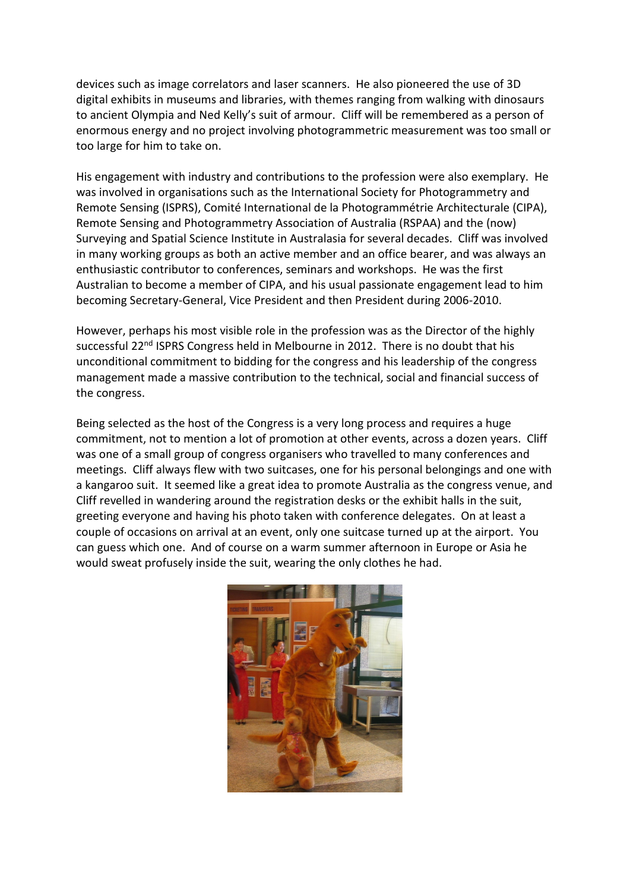devices such as image correlators and laser scanners. He also pioneered the use of 3D digital exhibits in museums and libraries, with themes ranging from walking with dinosaurs to ancient Olympia and Ned Kelly's suit of armour. Cliff will be remembered as a person of enormous energy and no project involving photogrammetric measurement was too small or too large for him to take on.

His engagement with industry and contributions to the profession were also exemplary. He was involved in organisations such as the International Society for Photogrammetry and Remote Sensing (ISPRS), Comité International de la Photogrammétrie Architecturale (CIPA), Remote Sensing and Photogrammetry Association of Australia (RSPAA) and the (now) Surveying and Spatial Science Institute in Australasia for several decades. Cliff was involved in many working groups as both an active member and an office bearer, and was always an enthusiastic contributor to conferences, seminars and workshops. He was the first Australian to become a member of CIPA, and his usual passionate engagement lead to him becoming Secretary-General, Vice President and then President during 2006-2010.

However, perhaps his most visible role in the profession was as the Director of the highly successful 22nd ISPRS Congress held in Melbourne in 2012. There is no doubt that his unconditional commitment to bidding for the congress and his leadership of the congress management made a massive contribution to the technical, social and financial success of the congress.

Being selected as the host of the Congress is a very long process and requires a huge commitment, not to mention a lot of promotion at other events, across a dozen years. Cliff was one of a small group of congress organisers who travelled to many conferences and meetings. Cliff always flew with two suitcases, one for his personal belongings and one with a kangaroo suit. It seemed like a great idea to promote Australia as the congress venue, and Cliff revelled in wandering around the registration desks or the exhibit halls in the suit, greeting everyone and having his photo taken with conference delegates. On at least a couple of occasions on arrival at an event, only one suitcase turned up at the airport. You can guess which one. And of course on a warm summer afternoon in Europe or Asia he would sweat profusely inside the suit, wearing the only clothes he had.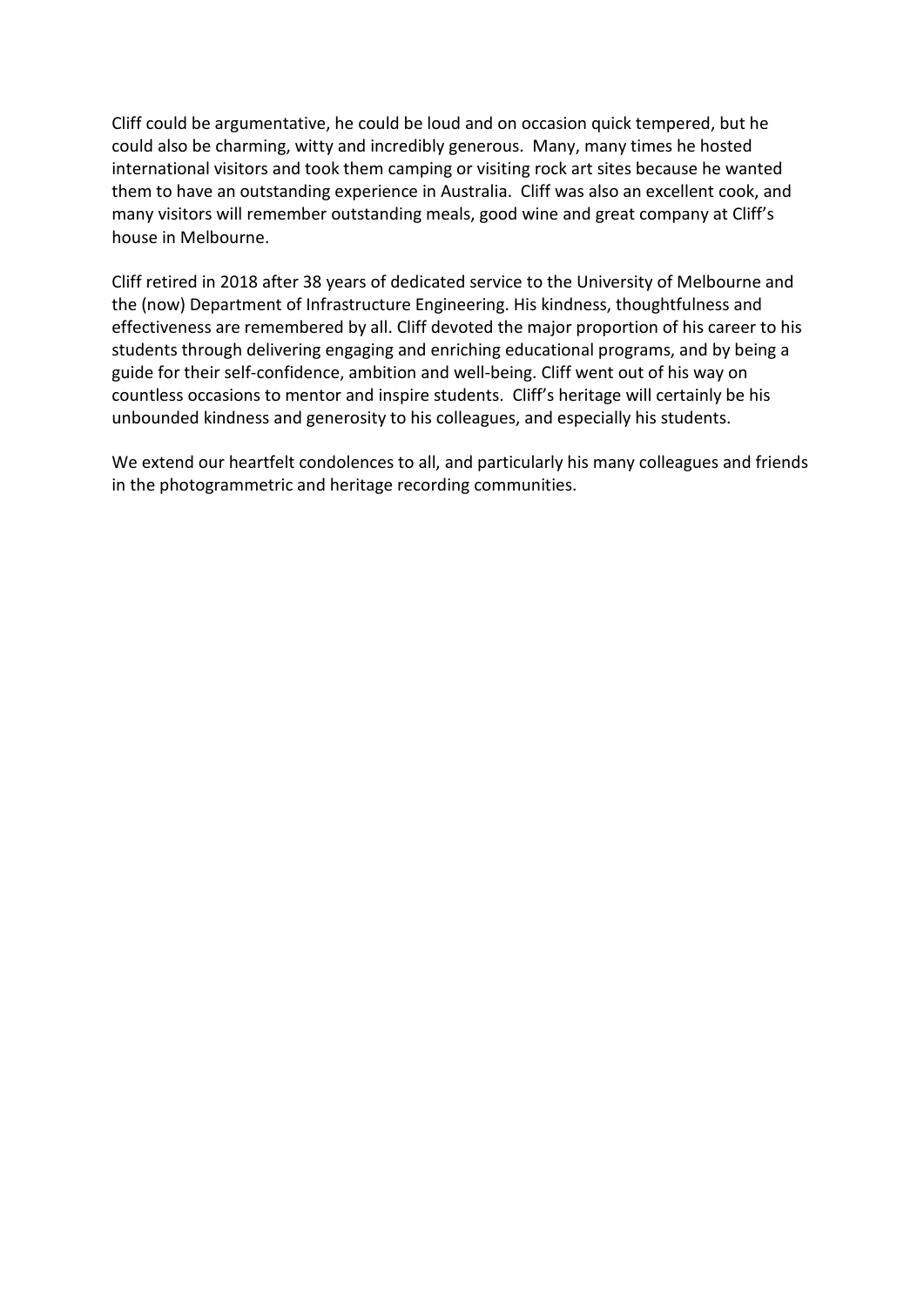Cliff could be argumentative, he could be loud and on occasion quick tempered, but he could also be charming, witty and incredibly generous. Many, many times he hosted international visitors and took them camping or visiting rock art sites because he wanted them to have an outstanding experience in Australia. Cliff was also an excellent cook, and many visitors will remember outstanding meals, good wine and great company at Cliff's house in Melbourne.

Cliff retired in 2018 after 38 years of dedicated service to the University of Melbourne and the (now) Department of Infrastructure Engineering. His kindness, thoughtfulness and effectiveness are remembered by all. Cliff devoted the major proportion of his career to his students through delivering engaging and enriching educational programs, and by being a guide for their self-confidence, ambition and well-being. Cliff went out of his way on countless occasions to mentor and inspire students. Cliff's heritage will certainly be his unbounded kindness and generosity to his colleagues, and especially his students.

We extend our heartfelt condolences to all, and particularly his many colleagues and friends in the photogrammetric and heritage recording communities.